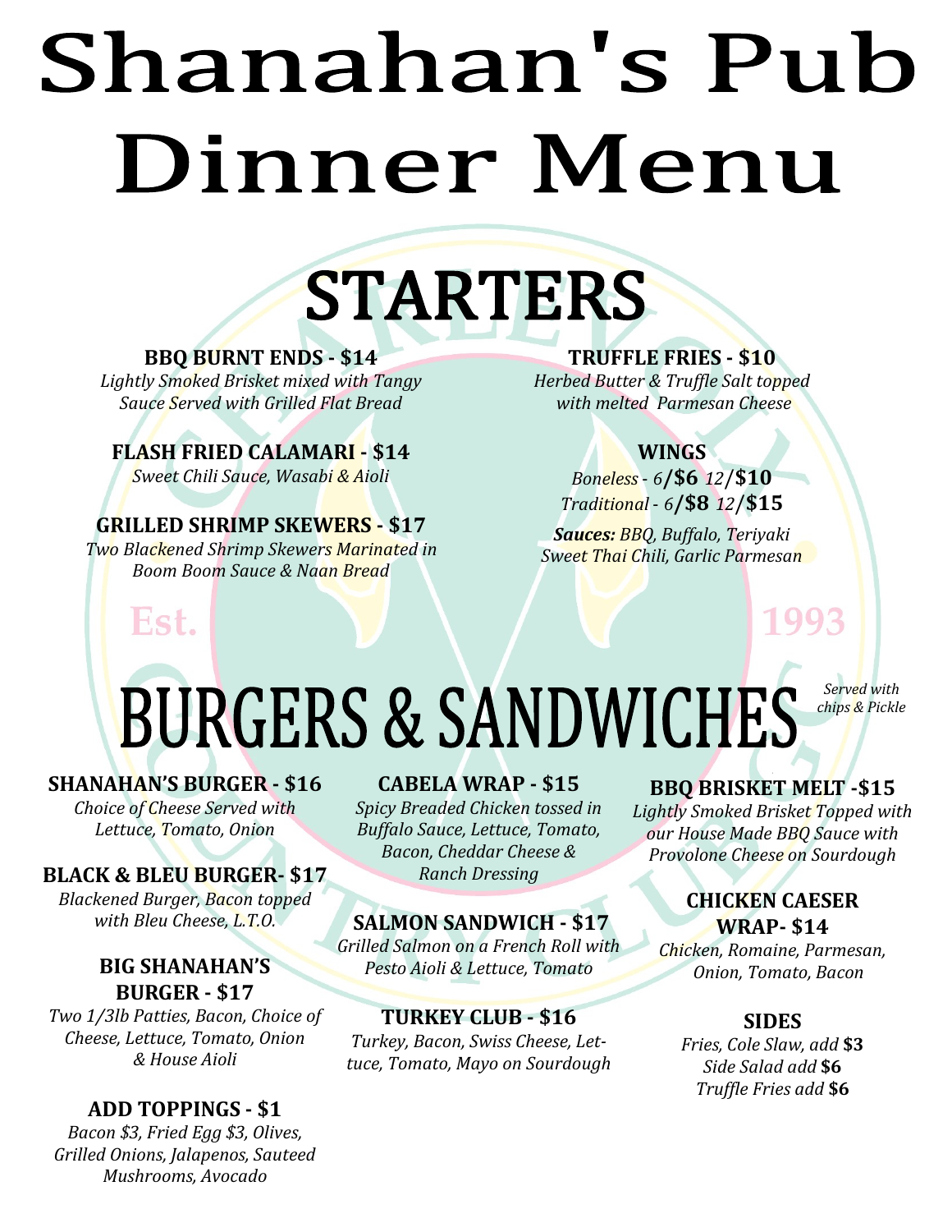# Shanahan's Pub Dinner Menu

## STARTERS

**BBQ BURNT ENDS - $14**
*Lightly Smoked Brisket mixed with Tangy Sauce Served with Grilled Flat Bread*

**FLASH FRIED CALAMARI - $14**
*Sweet Chili Sauce, Wasabi & Aioli*

**GRILLED SHRIMP SKEWERS - $17**
*Two Blackened Shrimp Skewers Marinated in Boom Boom Sauce & Naan Bread*

**TRUFFLE FRIES - $10**
*Herbed Butter & Truffle Salt topped with melted Parmesan Cheese*

**WINGS**
*Boneless - 6*/**$6** *12*/**$10**
*Traditional - 6*/**$8** *12*/**$15**

***Sauces:*** *BBQ, Buffalo, Teriyaki Sweet Thai Chili, Garlic Parmesan*

Est. 1993

## BURGERS & SANDWICHES

*Served with chips & Pickle*

**SHANAHAN'S BURGER - $16**
*Choice of Cheese Served with Lettuce, Tomato, Onion*

**BLACK & BLEU BURGER- $17**
*Blackened Burger, Bacon topped with Bleu Cheese, L.T.O.*

**BIG SHANAHAN'S BURGER - $17**
*Two 1/3lb Patties, Bacon, Choice of Cheese, Lettuce, Tomato, Onion & House Aioli*

**ADD TOPPINGS - $1**
*Bacon $3, Fried Egg $3, Olives, Grilled Onions, Jalapenos, Sauteed Mushrooms, Avocado*

**CABELA WRAP - $15**
*Spicy Breaded Chicken tossed in Buffalo Sauce, Lettuce, Tomato, Bacon, Cheddar Cheese & Ranch Dressing*

**SALMON SANDWICH - $17**
*Grilled Salmon on a French Roll with Pesto Aioli & Lettuce, Tomato*

**TURKEY CLUB - $16**
*Turkey, Bacon, Swiss Cheese, Lettuce, Tomato, Mayo on Sourdough*

**BBQ BRISKET MELT -$15**
*Lightly Smoked Brisket Topped with our House Made BBQ Sauce with Provolone Cheese on Sourdough*

**CHICKEN CAESER WRAP- $14**
*Chicken, Romaine, Parmesan, Onion, Tomato, Bacon*

**SIDES**
*Fries, Cole Slaw, add* **$3**
*Side Salad add* **$6**
*Truffle Fries add* **$6**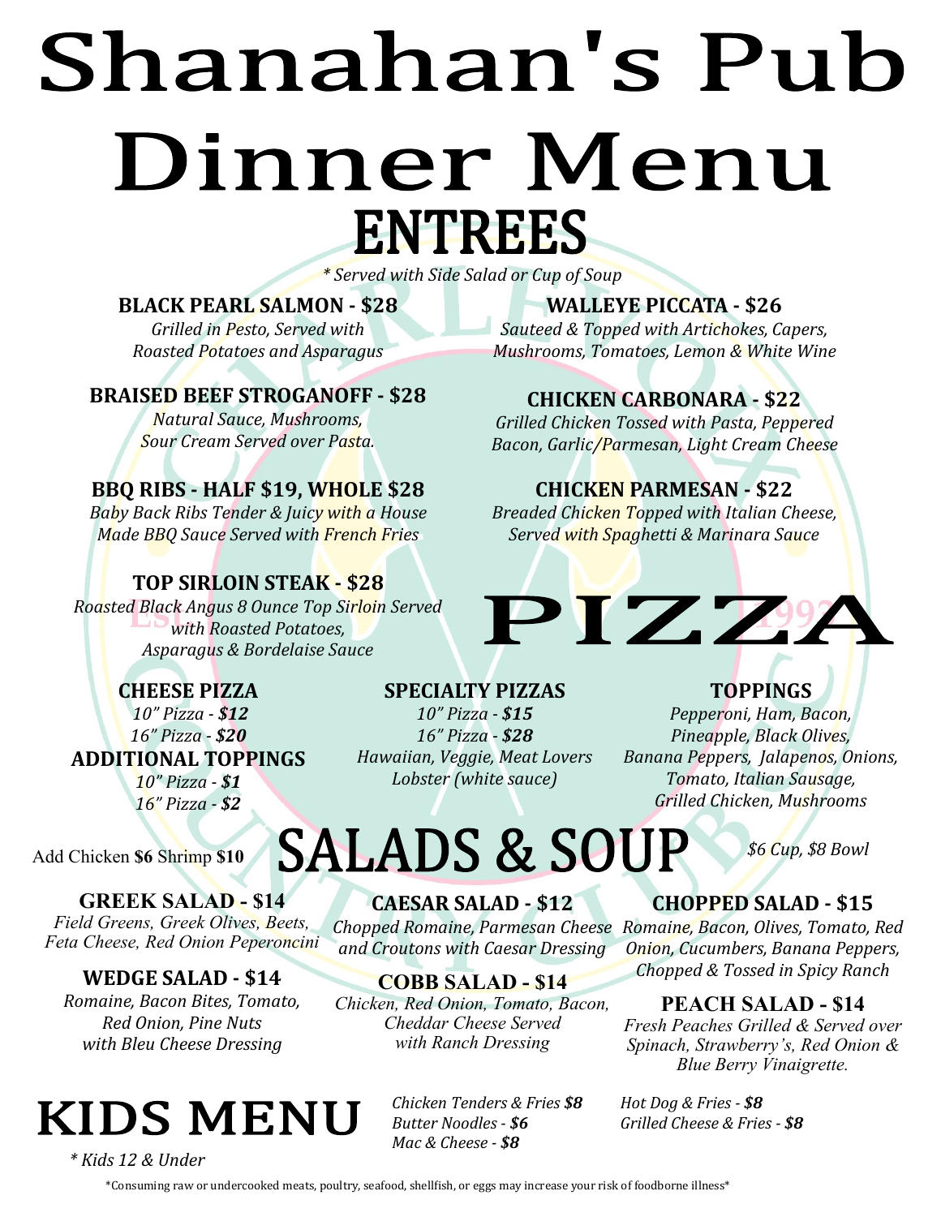# Shanahan's Pub

# Dinner Menu

## ENTREES

*\* Served with Side Salad or Cup of Soup*

**BLACK PEARL SALMON - $28**
*Grilled in Pesto, Served with Roasted Potatoes and Asparagus*

**BRAISED BEEF STROGANOFF - $28**
*Natural Sauce, Mushrooms, Sour Cream Served over Pasta.*

**BBQ RIBS - HALF $19, WHOLE $28**
*Baby Back Ribs Tender & Juicy with a House Made BBQ Sauce Served with French Fries*

**TOP SIRLOIN STEAK - $28**
*Roasted Black Angus 8 Ounce Top Sirloin Served with Roasted Potatoes, Asparagus & Bordelaise Sauce*

**WALLEYE PICCATA - $26**
*Sauteed & Topped with Artichokes, Capers, Mushrooms, Tomatoes, Lemon & White Wine*

**CHICKEN CARBONARA - $22**
*Grilled Chicken Tossed with Pasta, Peppered Bacon, Garlic/Parmesan, Light Cream Cheese*

**CHICKEN PARMESAN - $22**
*Breaded Chicken Topped with Italian Cheese, Served with Spaghetti & Marinara Sauce*

## PIZZA

**CHEESE PIZZA**
*10" Pizza - **$12***
*16" Pizza - **$20***

**ADDITIONAL TOPPINGS**
*10" Pizza - **$1***
*16" Pizza - **$2***

**SPECIALTY PIZZAS**
*10" Pizza - **$15***
*16" Pizza - **$28***
*Hawaiian, Veggie, Meat Lovers*
*Lobster (white sauce)*

**TOPPINGS**
*Pepperoni, Ham, Bacon, Pineapple, Black Olives, Banana Peppers, Jalapenos, Onions, Tomato, Italian Sausage, Grilled Chicken, Mushrooms*

## SALADS & SOUP

Add Chicken **$6** Shrimp **$10**

*$6 Cup, $8 Bowl*

**GREEK SALAD - $14**
*Field Greens, Greek Olives, Beets, Feta Cheese, Red Onion Peperoncini*

**WEDGE SALAD - $14**
*Romaine, Bacon Bites, Tomato, Red Onion, Pine Nuts with Bleu Cheese Dressing*

**CAESAR SALAD - $12**
*Chopped Romaine, Parmesan Cheese and Croutons with Caesar Dressing*

**COBB SALAD - $14**
*Chicken, Red Onion, Tomato, Bacon, Cheddar Cheese Served with Ranch Dressing*

**CHOPPED SALAD - $15**
*Romaine, Bacon, Olives, Tomato, Red Onion, Cucumbers, Banana Peppers, Chopped & Tossed in Spicy Ranch*

**PEACH SALAD - $14**
*Fresh Peaches Grilled & Served over Spinach, Strawberry's, Red Onion & Blue Berry Vinaigrette.*

## KIDS MENU

*\* Kids 12 & Under*

*Chicken Tenders & Fries **$8***
*Butter Noodles - **$6***
*Mac & Cheese - **$8***
*Hot Dog & Fries - **$8***
*Grilled Cheese & Fries - **$8***

\*Consuming raw or undercooked meats, poultry, seafood, shellfish, or eggs may increase your risk of foodborne illness\*